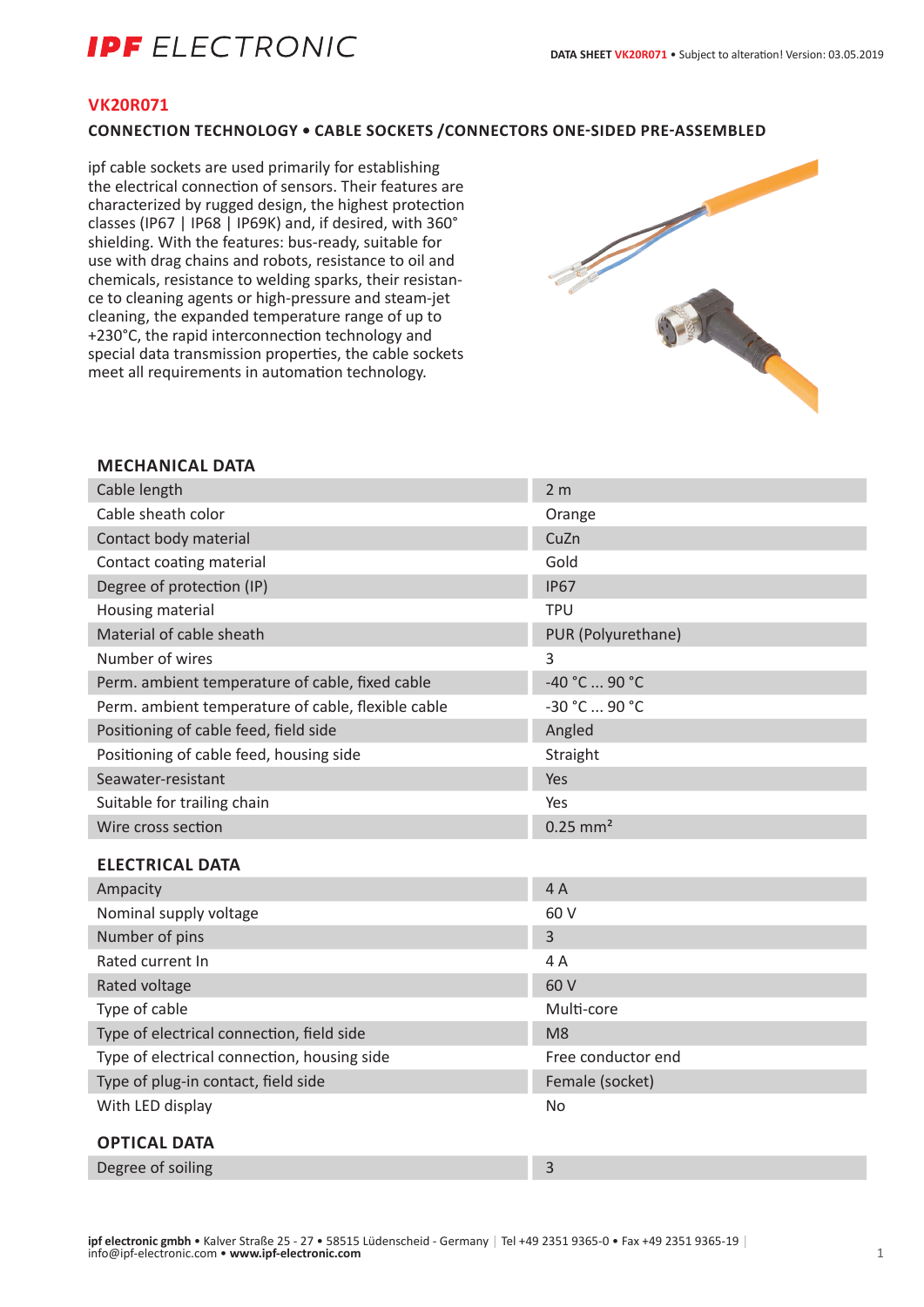# VK20R071

## CONNECTION TECHNOLOGY • CABLE SOCKETS /CONNECTORS ONE-SIDED PRE-ASSEMBLED

ipf cable sockets are used primarily for establishing the electrical connection of sensors. Their features are characterized by rugged design, the highest protection classes (IP67 | IP68 | IP69K) and, if desired, with 360° shielding. With the features: bus-ready, suitable for use with drag chains and robots, resistance to oil and chemicals, resistance to welding sparks, their resistance to cleaning agents or high-pressure and steam-jet cleaning, the expanded temperature range of up to +230°C, the rapid interconnection technology and special data transmission properties, the cable sockets meet all requirements in automation technology.

### MECHANICAL DATA

| | |
|---|---|
| Cable length | 2 m |
| Cable sheath color | Orange |
| Contact body material | CuZn |
| Contact coating material | Gold |
| Degree of protection (IP) | IP67 |
| Housing material | TPU |
| Material of cable sheath | PUR (Polyurethane) |
| Number of wires | 3 |
| Perm. ambient temperature of cable, fixed cable | -40 °C ... 90 °C |
| Perm. ambient temperature of cable, flexible cable | -30 °C ... 90 °C |
| Positioning of cable feed, field side | Angled |
| Positioning of cable feed, housing side | Straight |
| Seawater-resistant | Yes |
| Suitable for trailing chain | Yes |
| Wire cross section | 0.25 $mm^2$ |

### ELECTRICAL DATA

| | |
|---|---|
| Ampacity | 4 A |
| Nominal supply voltage | 60 V |
| Number of pins | 3 |
| Rated current In | 4 A |
| Rated voltage | 60 V |
| Type of cable | Multi-core |
| Type of electrical connection, field side | M8 |
| Type of electrical connection, housing side | Free conductor end |
| Type of plug-in contact, field side | Female (socket) |
| With LED display | No |

### OPTICAL DATA

| | |
|---|---|
| Degree of soiling | 3 |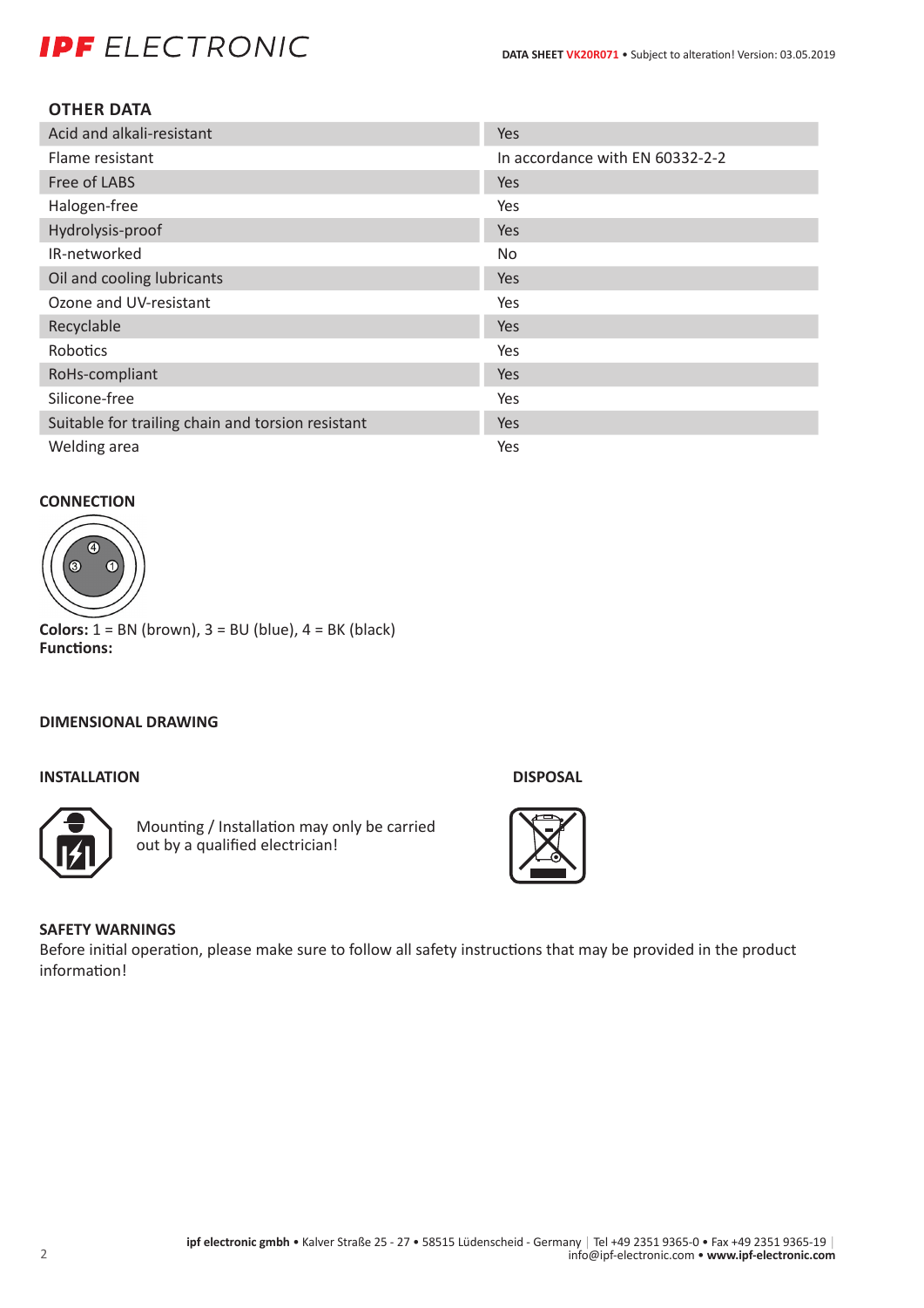## OTHER DATA

| | |
|---|---|
| Acid and alkali-resistant | Yes |
| Flame resistant | In accordance with EN 60332-2-2 |
| Free of LABS | Yes |
| Halogen-free | Yes |
| Hydrolysis-proof | Yes |
| IR-networked | No |
| Oil and cooling lubricants | Yes |
| Ozone and UV-resistant | Yes |
| Recyclable | Yes |
| Robotics | Yes |
| RoHs-compliant | Yes |
| Silicone-free | Yes |
| Suitable for trailing chain and torsion resistant | Yes |
| Welding area | Yes |

## CONNECTION

**Colors:** 1 = BN (brown), 3 = BU (blue), 4 = BK (black)
**Functions:**

## DIMENSIONAL DRAWING

## INSTALLATION

Mounting / Installation may only be carried out by a qualified electrician!

## DISPOSAL

## SAFETY WARNINGS

Before initial operation, please make sure to follow all safety instructions that may be provided in the product information!

**ipf electronic gmbh** • Kalver Straße 25 - 27 • 58515 Lüdenscheid - Germany | Tel +49 2351 9365-0 • Fax +49 2351 9365-19 | info@ipf-electronic.com • **www.ipf-electronic.com**